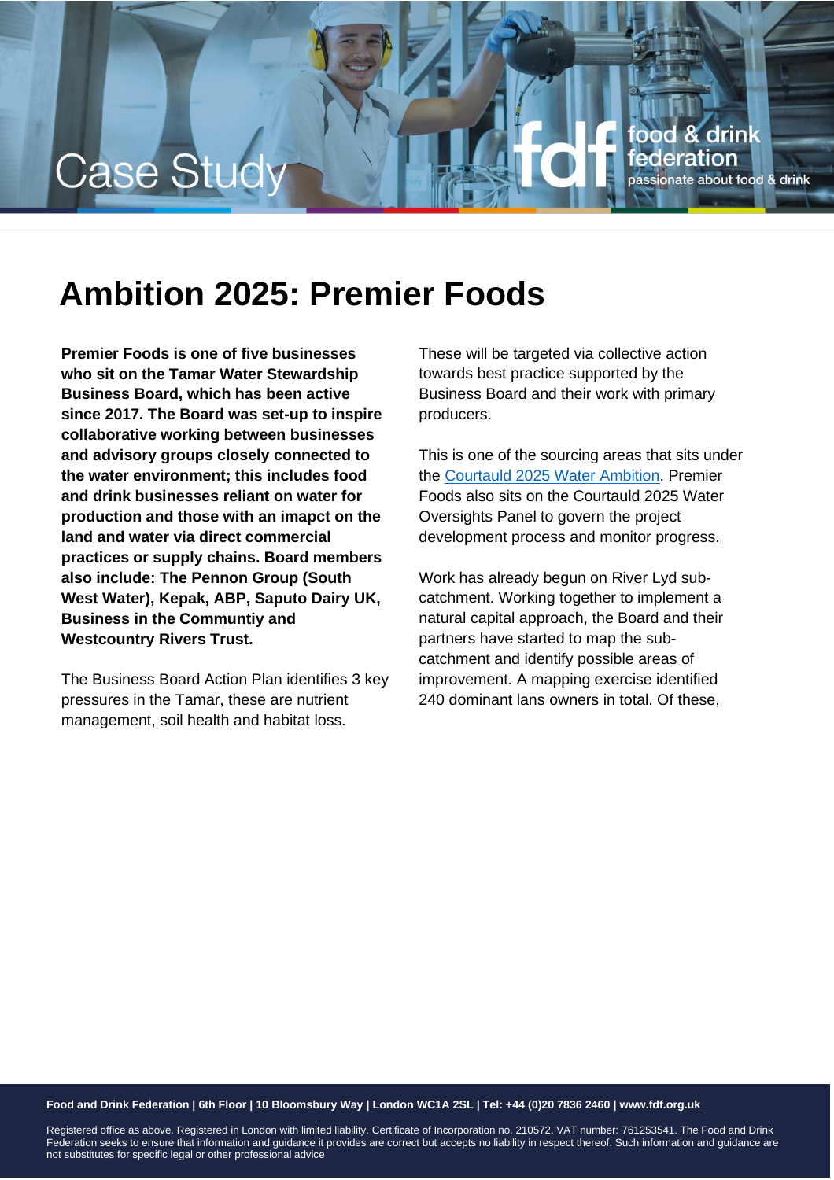# Ambition 2025: Premier Foods

**Premier Foods is one of five businesses who sit on the Tamar Water Stewardship Business Board, which has been active since 2017. The Board was set-up to inspire collaborative working between businesses and advisory groups closely connected to the water environment; this includes food and drink businesses reliant on water for production and those with an imapct on the land and water via direct commercial practices or supply chains. Board members also include: The Pennon Group (South West Water), Kepak, ABP, Saputo Dairy UK, Business in the Communtiy and Westcountry Rivers Trust.**

The Business Board Action Plan identifies 3 key pressures in the Tamar, these are nutrient management, soil health and habitat loss. These will be targeted via collective action towards best practice supported by the Business Board and their work with primary producers.

This is one of the sourcing areas that sits under the [Courtauld 2025 Water Ambition](). Premier Foods also sits on the Courtauld 2025 Water Oversights Panel to govern the project development process and monitor progress.

Work has already begun on River Lyd sub-catchment. Working together to implement a natural capital approach, the Board and their partners have started to map the sub-catchment and identify possible areas of improvement. A mapping exercise identified 240 dominant lans owners in total. Of these,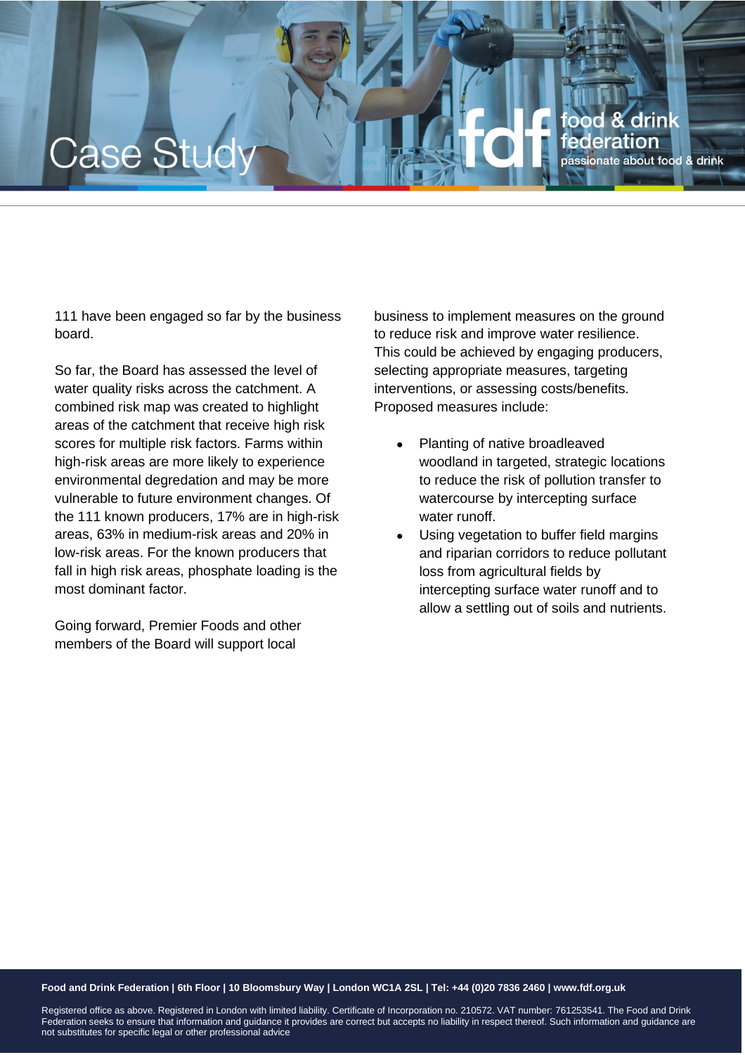111 have been engaged so far by the business board.

So far, the Board has assessed the level of water quality risks across the catchment. A combined risk map was created to highlight areas of the catchment that receive high risk scores for multiple risk factors. Farms within high-risk areas are more likely to experience environmental degradation and may be more vulnerable to future environment changes. Of the 111 known producers, 17% are in high-risk areas, 63% in medium-risk areas and 20% in low-risk areas. For the known producers that fall in high risk areas, phosphate loading is the most dominant factor.

Going forward, Premier Foods and other members of the Board will support local business to implement measures on the ground to reduce risk and improve water resilience. This could be achieved by engaging producers, selecting appropriate measures, targeting interventions, or assessing costs/benefits. Proposed measures include:

- Planting of native broadleaved woodland in targeted, strategic locations to reduce the risk of pollution transfer to watercourse by intercepting surface water runoff.
- Using vegetation to buffer field margins and riparian corridors to reduce pollutant loss from agricultural fields by intercepting surface water runoff and to allow a settling out of soils and nutrients.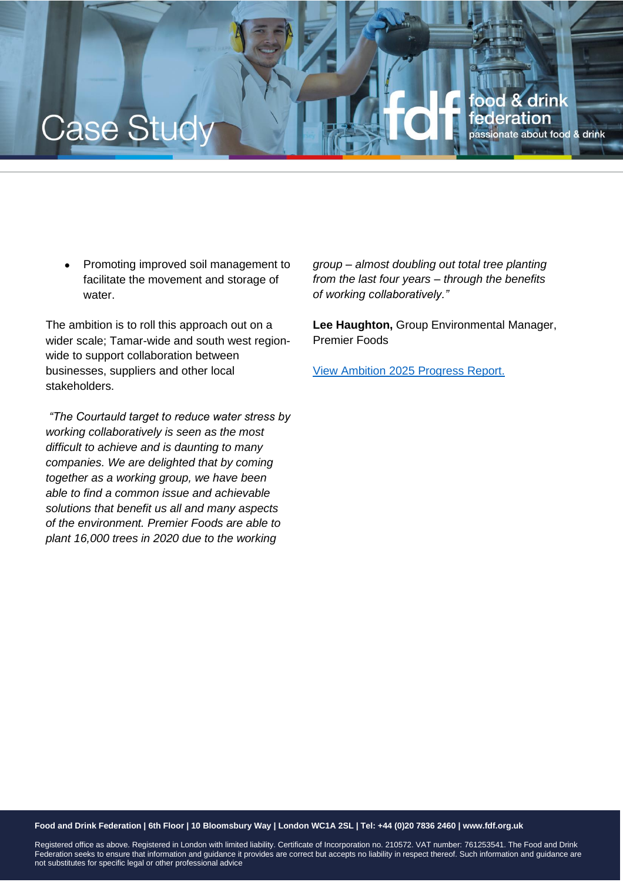- Promoting improved soil management to facilitate the movement and storage of water.

The ambition is to roll this approach out on a wider scale; Tamar-wide and south west region-wide to support collaboration between businesses, suppliers and other local stakeholders.

*"The Courtauld target to reduce water stress by working collaboratively is seen as the most difficult to achieve and is daunting to many companies. We are delighted that by coming together as a working group, we have been able to find a common issue and achievable solutions that benefit us all and many aspects of the environment. Premier Foods are able to plant 16,000 trees in 2020 due to the working group – almost doubling out total tree planting from the last four years – through the benefits of working collaboratively."*

**Lee Haughton,** Group Environmental Manager, Premier Foods

View Ambition 2025 Progress Report.

Food and Drink Federation | 6th Floor | 10 Bloomsbury Way | London WC1A 2SL | Tel: +44 (0)20 7836 2460 | www.fdf.org.uk

Registered office as above. Registered in London with limited liability. Certificate of Incorporation no. 210572. VAT number: 761253541. The Food and Drink Federation seeks to ensure that information and guidance it provides are correct but accepts no liability in respect thereof. Such information and guidance are not substitutes for specific legal or other professional advice